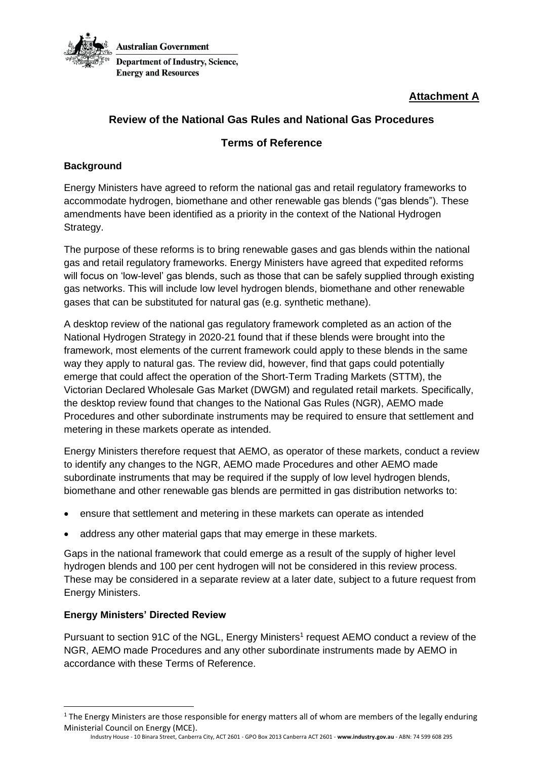**Australian Government**

**Department of Industry, Science, Energy and Resources**

**Attachment A**

## Review of the National Gas Rules and National Gas Procedures

## Terms of Reference

### Background

Energy Ministers have agreed to reform the national gas and retail regulatory frameworks to accommodate hydrogen, biomethane and other renewable gas blends ("gas blends"). These amendments have been identified as a priority in the context of the National Hydrogen Strategy.

The purpose of these reforms is to bring renewable gases and gas blends within the national gas and retail regulatory frameworks. Energy Ministers have agreed that expedited reforms will focus on 'low-level' gas blends, such as those that can be safely supplied through existing gas networks. This will include low level hydrogen blends, biomethane and other renewable gases that can be substituted for natural gas (e.g. synthetic methane).

A desktop review of the national gas regulatory framework completed as an action of the National Hydrogen Strategy in 2020-21 found that if these blends were brought into the framework, most elements of the current framework could apply to these blends in the same way they apply to natural gas. The review did, however, find that gaps could potentially emerge that could affect the operation of the Short-Term Trading Markets (STTM), the Victorian Declared Wholesale Gas Market (DWGM) and regulated retail markets. Specifically, the desktop review found that changes to the National Gas Rules (NGR), AEMO made Procedures and other subordinate instruments may be required to ensure that settlement and metering in these markets operate as intended.

Energy Ministers therefore request that AEMO, as operator of these markets, conduct a review to identify any changes to the NGR, AEMO made Procedures and other AEMO made subordinate instruments that may be required if the supply of low level hydrogen blends, biomethane and other renewable gas blends are permitted in gas distribution networks to:

- ensure that settlement and metering in these markets can operate as intended
- address any other material gaps that may emerge in these markets.

Gaps in the national framework that could emerge as a result of the supply of higher level hydrogen blends and 100 per cent hydrogen will not be considered in this review process. These may be considered in a separate review at a later date, subject to a future request from Energy Ministers.

### Energy Ministers' Directed Review

Pursuant to section 91C of the NGL, Energy Ministers[1] request AEMO conduct a review of the NGR, AEMO made Procedures and any other subordinate instruments made by AEMO in accordance with these Terms of Reference.

[1] The Energy Ministers are those responsible for energy matters all of whom are members of the legally enduring Ministerial Council on Energy (MCE).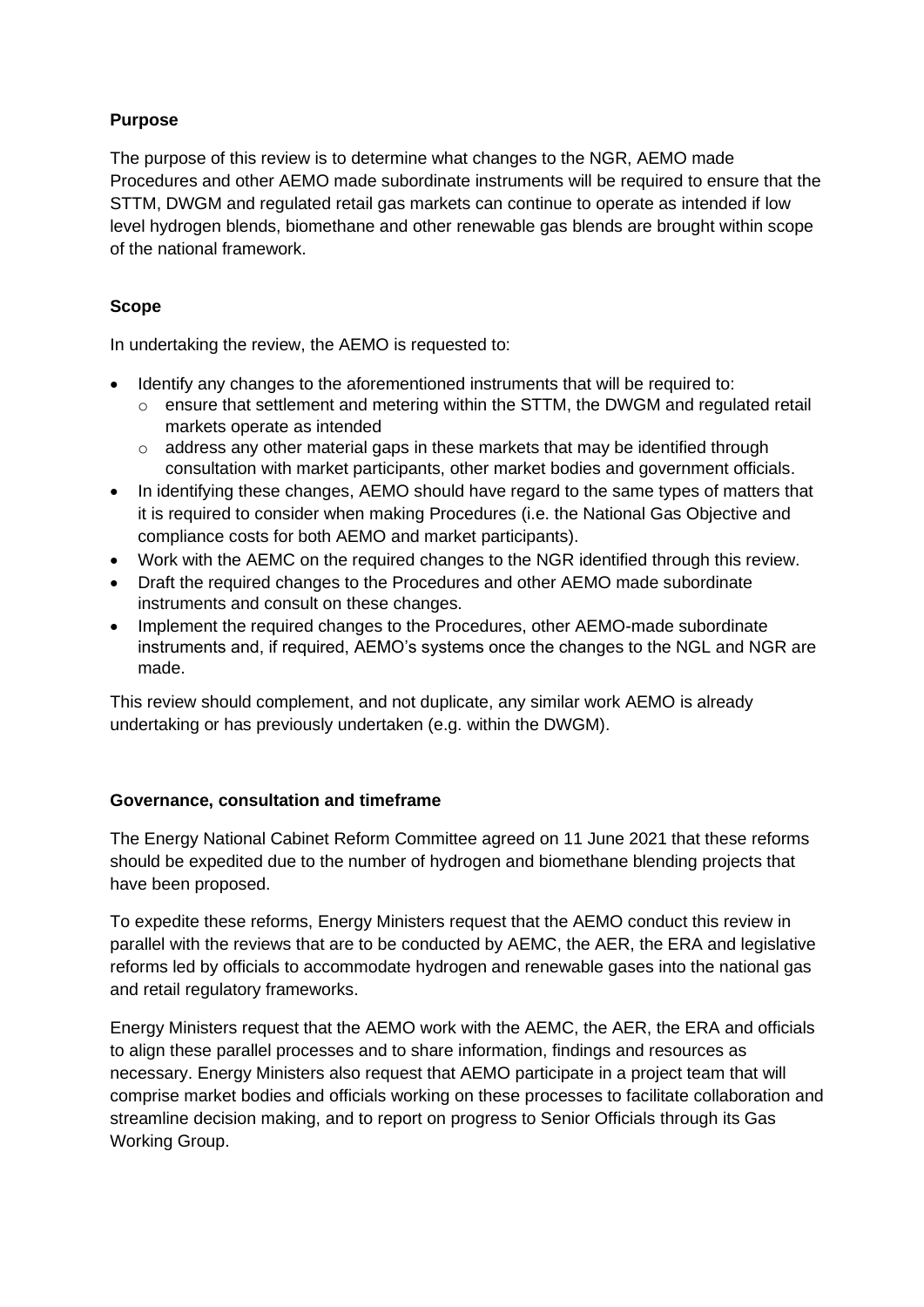**Purpose**

The purpose of this review is to determine what changes to the NGR, AEMO made Procedures and other AEMO made subordinate instruments will be required to ensure that the STTM, DWGM and regulated retail gas markets can continue to operate as intended if low level hydrogen blends, biomethane and other renewable gas blends are brought within scope of the national framework.

**Scope**

In undertaking the review, the AEMO is requested to:

- Identify any changes to the aforementioned instruments that will be required to:
  - ensure that settlement and metering within the STTM, the DWGM and regulated retail markets operate as intended
  - address any other material gaps in these markets that may be identified through consultation with market participants, other market bodies and government officials.
- In identifying these changes, AEMO should have regard to the same types of matters that it is required to consider when making Procedures (i.e. the National Gas Objective and compliance costs for both AEMO and market participants).
- Work with the AEMC on the required changes to the NGR identified through this review.
- Draft the required changes to the Procedures and other AEMO made subordinate instruments and consult on these changes.
- Implement the required changes to the Procedures, other AEMO-made subordinate instruments and, if required, AEMO's systems once the changes to the NGL and NGR are made.

This review should complement, and not duplicate, any similar work AEMO is already undertaking or has previously undertaken (e.g. within the DWGM).

**Governance, consultation and timeframe**

The Energy National Cabinet Reform Committee agreed on 11 June 2021 that these reforms should be expedited due to the number of hydrogen and biomethane blending projects that have been proposed.

To expedite these reforms, Energy Ministers request that the AEMO conduct this review in parallel with the reviews that are to be conducted by AEMC, the AER, the ERA and legislative reforms led by officials to accommodate hydrogen and renewable gases into the national gas and retail regulatory frameworks.

Energy Ministers request that the AEMO work with the AEMC, the AER, the ERA and officials to align these parallel processes and to share information, findings and resources as necessary. Energy Ministers also request that AEMO participate in a project team that will comprise market bodies and officials working on these processes to facilitate collaboration and streamline decision making, and to report on progress to Senior Officials through its Gas Working Group.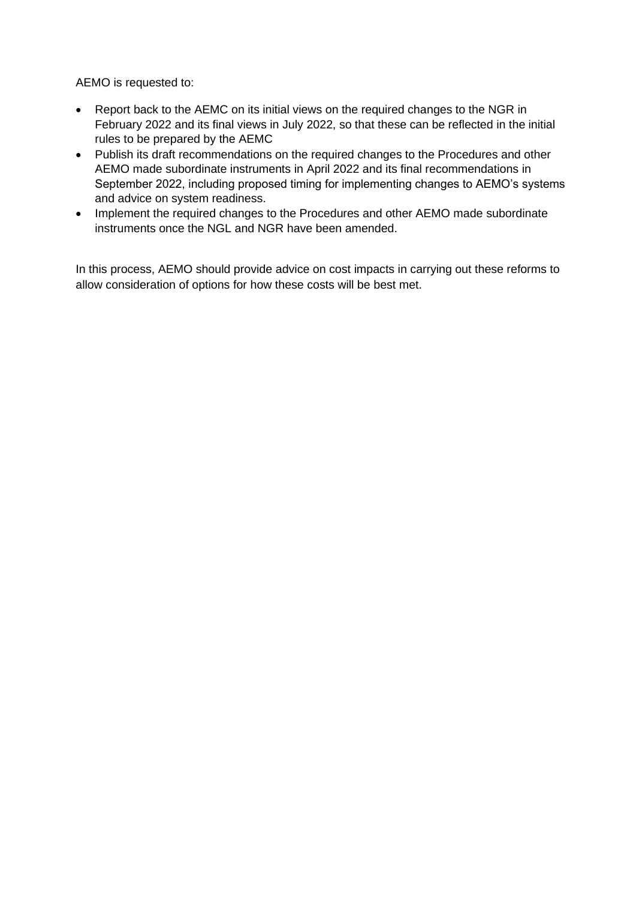AEMO is requested to:

- Report back to the AEMC on its initial views on the required changes to the NGR in February 2022 and its final views in July 2022, so that these can be reflected in the initial rules to be prepared by the AEMC
- Publish its draft recommendations on the required changes to the Procedures and other AEMO made subordinate instruments in April 2022 and its final recommendations in September 2022, including proposed timing for implementing changes to AEMO's systems and advice on system readiness.
- Implement the required changes to the Procedures and other AEMO made subordinate instruments once the NGL and NGR have been amended.

In this process, AEMO should provide advice on cost impacts in carrying out these reforms to allow consideration of options for how these costs will be best met.